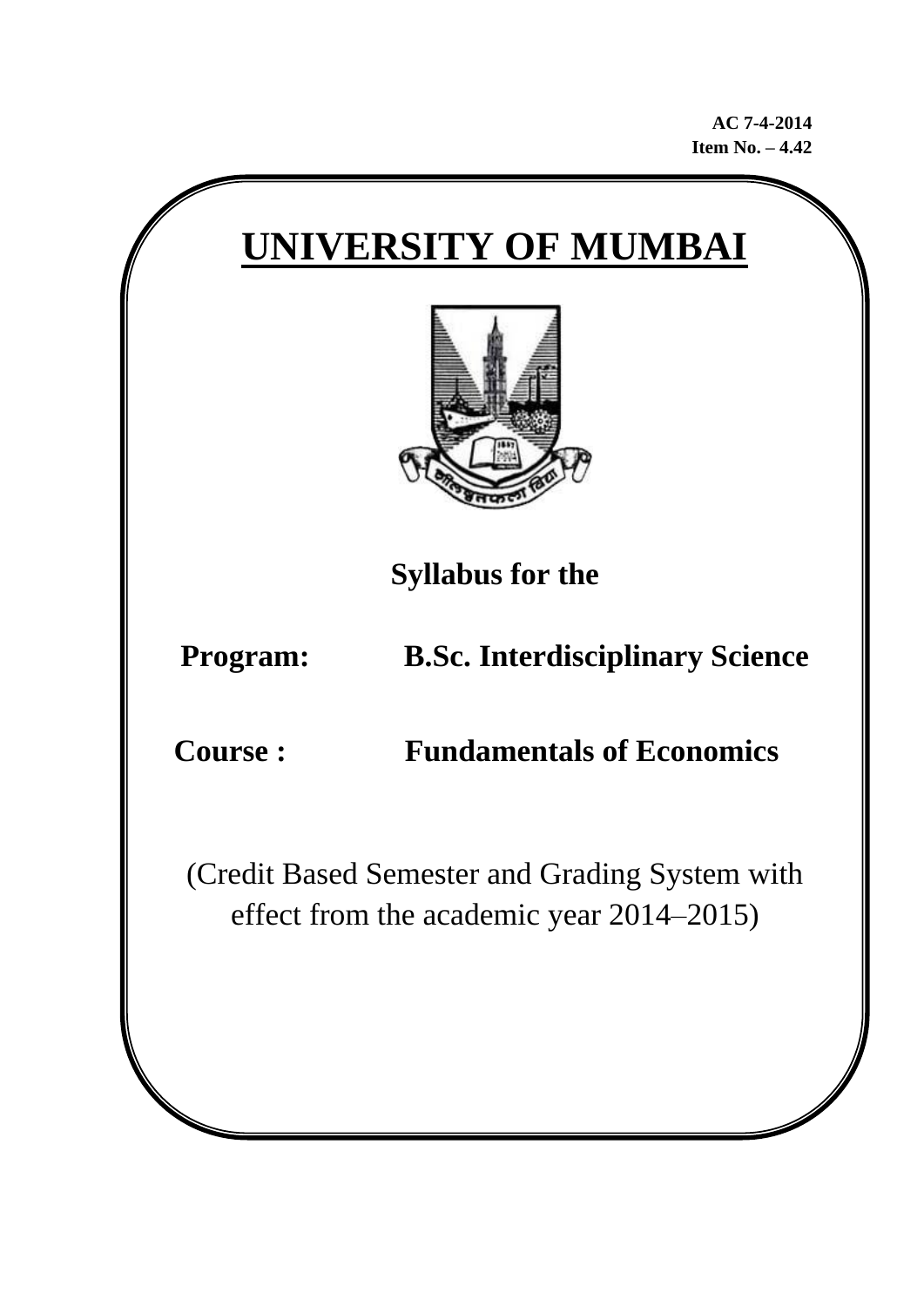**AC 7-4-2014**
**Item No. – 4.42**

# UNIVERSITY OF MUMBAI

**Syllabus for the**

**Program: B.Sc. Interdisciplinary Science**

**Course : Fundamentals of Economics**

(Credit Based Semester and Grading System with effect from the academic year 2014–2015)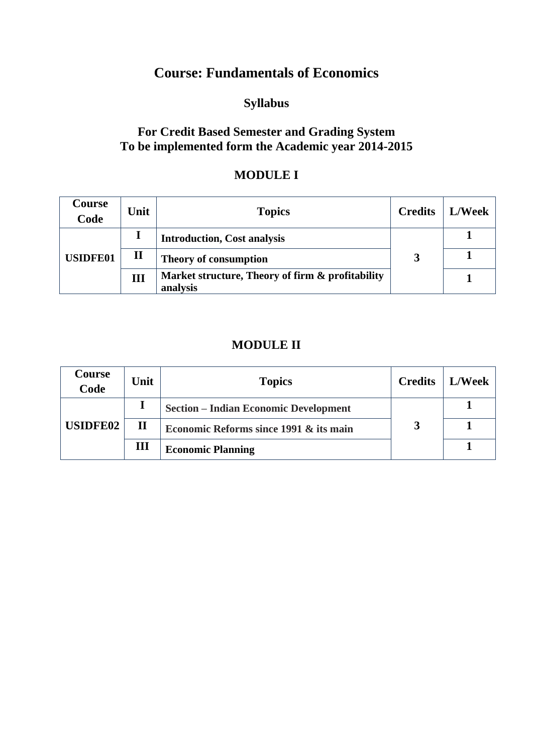# Course: Fundamentals of Economics

## Syllabus

## For Credit Based Semester and Grading System
## To be implemented form the Academic year 2014-2015

## MODULE I

| Course Code | Unit | Topics | Credits | L/Week |
|---|---|---|---|---|
| **USIDFE01** | **I** | **Introduction, Cost analysis** | **3** | **1** |
| | **II** | **Theory of consumption** | | **1** |
| | **III** | **Market structure, Theory of firm & profitability analysis** | | **1** |

## MODULE II

| Course Code | Unit | Topics | Credits | L/Week |
|---|---|---|---|---|
| **USIDFE02** | **I** | **Section – Indian Economic Development** | **3** | **1** |
| | **II** | **Economic Reforms since 1991 & its main** | | **1** |
| | **III** | **Economic Planning** | | **1** |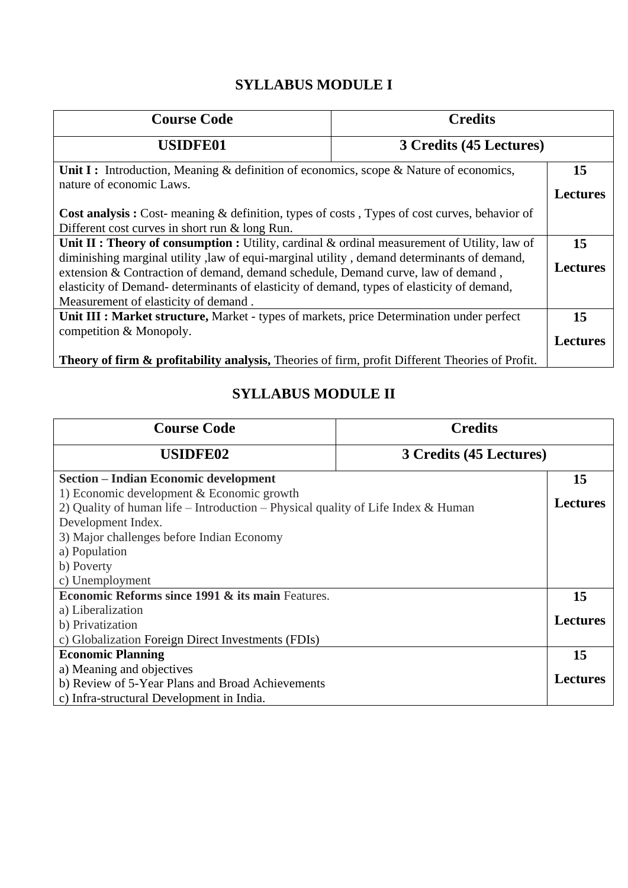# SYLLABUS MODULE I

| Course Code | Credits | |
|---|---|---|
| **USIDFE01** | **3 Credits (45 Lectures)** | |
| **Unit I :** Introduction, Meaning & definition of economics, scope & Nature of economics, nature of economic Laws.<br><br>**Cost analysis :** Cost- meaning & definition, types of costs , Types of cost curves, behavior of Different cost curves in short run & long Run. | | **15 Lectures** |
| **Unit II : Theory of consumption :** Utility, cardinal & ordinal measurement of Utility, law of diminishing marginal utility ,law of equi-marginal utility , demand determinants of demand, extension & Contraction of demand, demand schedule, Demand curve, law of demand , elasticity of Demand- determinants of elasticity of demand, types of elasticity of demand, Measurement of elasticity of demand . | | **15 Lectures** |
| **Unit III : Market structure,** Market - types of markets, price Determination under perfect competition & Monopoly.<br><br>**Theory of firm & profitability analysis,** Theories of firm, profit Different Theories of Profit. | | **15 Lectures** |

# SYLLABUS MODULE II

| Course Code | Credits | |
|---|---|---|
| **USIDFE02** | **3 Credits (45 Lectures)** | |
| **Section – Indian Economic development**<br>1) Economic development & Economic growth<br>2) Quality of human life – Introduction – Physical quality of Life Index & Human Development Index.<br>3) Major challenges before Indian Economy<br>a) Population<br>b) Poverty<br>c) Unemployment | | **15 Lectures** |
| **Economic Reforms since 1991 & its main** Features.<br>a) Liberalization<br>b) Privatization<br>c) Globalization Foreign Direct Investments (FDIs) | | **15 Lectures** |
| **Economic Planning**<br>a) Meaning and objectives<br>b) Review of 5-Year Plans and Broad Achievements<br>c) Infra-structural Development in India. | | **15 Lectures** |